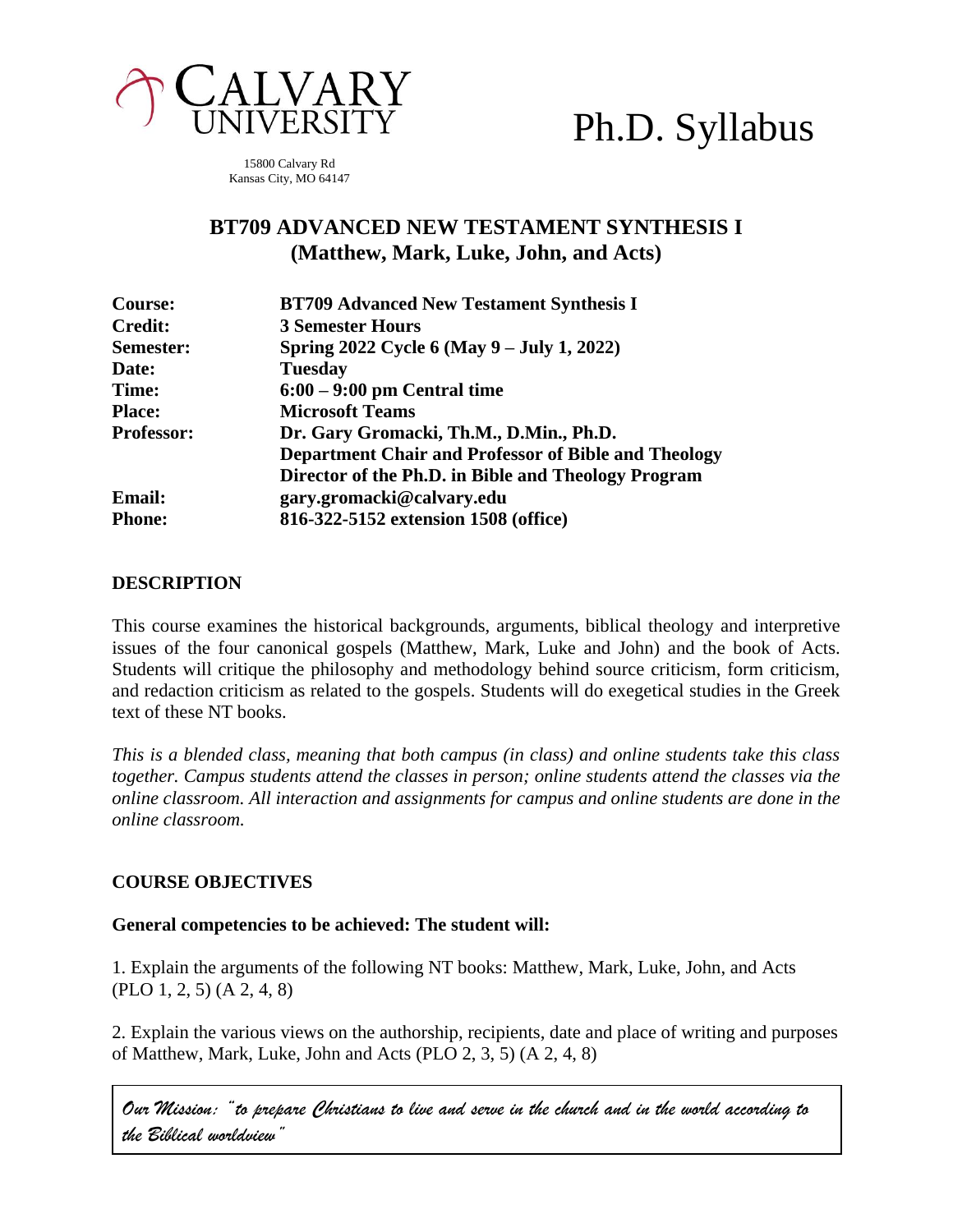CALVARY UNIVERSITY

15800 Calvary Rd
Kansas City, MO 64147

# Ph.D. Syllabus

## BT709 ADVANCED NEW TESTAMENT SYNTHESIS I
## (Matthew, Mark, Luke, John, and Acts)

| | |
|---|---|
| **Course:** | **BT709 Advanced New Testament Synthesis I** |
| **Credit:** | **3 Semester Hours** |
| **Semester:** | **Spring 2022 Cycle 6 (May 9 – July 1, 2022)** |
| **Date:** | **Tuesday** |
| **Time:** | **6:00 – 9:00 pm Central time** |
| **Place:** | **Microsoft Teams** |
| **Professor:** | **Dr. Gary Gromacki, Th.M., D.Min., Ph.D.** |
| | **Department Chair and Professor of Bible and Theology** |
| | **Director of the Ph.D. in Bible and Theology Program** |
| **Email:** | **gary.gromacki@calvary.edu** |
| **Phone:** | **816-322-5152 extension 1508 (office)** |

### DESCRIPTION

This course examines the historical backgrounds, arguments, biblical theology and interpretive issues of the four canonical gospels (Matthew, Mark, Luke and John) and the book of Acts. Students will critique the philosophy and methodology behind source criticism, form criticism, and redaction criticism as related to the gospels. Students will do exegetical studies in the Greek text of these NT books.

*This is a blended class, meaning that both campus (in class) and online students take this class together. Campus students attend the classes in person; online students attend the classes via the online classroom. All interaction and assignments for campus and online students are done in the online classroom.*

### COURSE OBJECTIVES

**General competencies to be achieved: The student will:**

1. Explain the arguments of the following NT books: Matthew, Mark, Luke, John, and Acts (PLO 1, 2, 5) (A 2, 4, 8)

2. Explain the various views on the authorship, recipients, date and place of writing and purposes of Matthew, Mark, Luke, John and Acts (PLO 2, 3, 5) (A 2, 4, 8)

*Our Mission: "to prepare Christians to live and serve in the church and in the world according to the Biblical worldview"*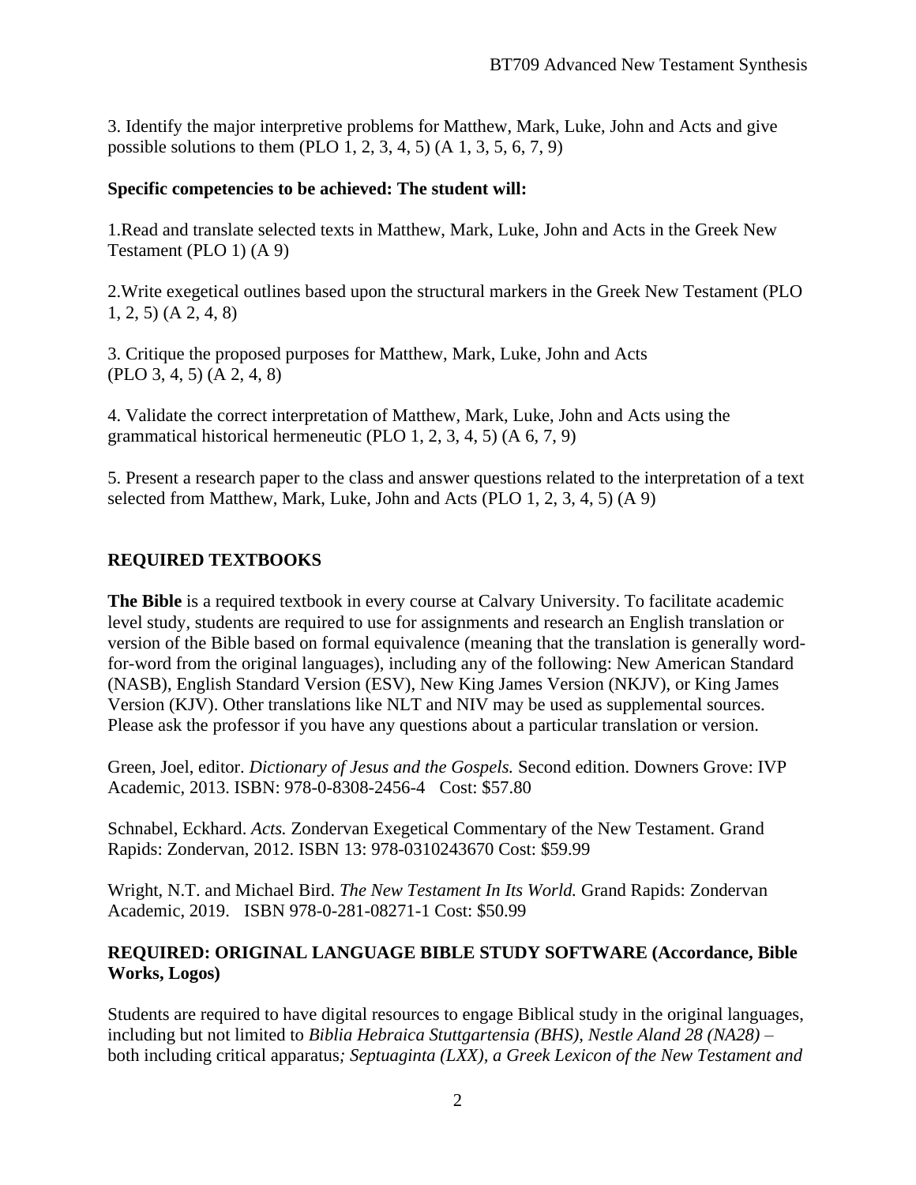3. Identify the major interpretive problems for Matthew, Mark, Luke, John and Acts and give possible solutions to them (PLO 1, 2, 3, 4, 5) (A 1, 3, 5, 6, 7, 9)

**Specific competencies to be achieved: The student will:**

1.Read and translate selected texts in Matthew, Mark, Luke, John and Acts in the Greek New Testament (PLO 1) (A 9)

2.Write exegetical outlines based upon the structural markers in the Greek New Testament (PLO 1, 2, 5) (A 2, 4, 8)

3. Critique the proposed purposes for Matthew, Mark, Luke, John and Acts (PLO 3, 4, 5) (A 2, 4, 8)

4. Validate the correct interpretation of Matthew, Mark, Luke, John and Acts using the grammatical historical hermeneutic (PLO 1, 2, 3, 4, 5) (A 6, 7, 9)

5. Present a research paper to the class and answer questions related to the interpretation of a text selected from Matthew, Mark, Luke, John and Acts (PLO 1, 2, 3, 4, 5) (A 9)

## REQUIRED TEXTBOOKS

**The Bible** is a required textbook in every course at Calvary University. To facilitate academic level study, students are required to use for assignments and research an English translation or version of the Bible based on formal equivalence (meaning that the translation is generally word-for-word from the original languages), including any of the following: New American Standard (NASB), English Standard Version (ESV), New King James Version (NKJV), or King James Version (KJV). Other translations like NLT and NIV may be used as supplemental sources. Please ask the professor if you have any questions about a particular translation or version.

Green, Joel, editor. *Dictionary of Jesus and the Gospels.* Second edition. Downers Grove: IVP Academic, 2013. ISBN: 978-0-8308-2456-4 Cost: $57.80

Schnabel, Eckhard. *Acts.* Zondervan Exegetical Commentary of the New Testament. Grand Rapids: Zondervan, 2012. ISBN 13: 978-0310243670 Cost: $59.99

Wright, N.T. and Michael Bird. *The New Testament In Its World.* Grand Rapids: Zondervan Academic, 2019. ISBN 978-0-281-08271-1 Cost: $50.99

## REQUIRED: ORIGINAL LANGUAGE BIBLE STUDY SOFTWARE (Accordance, Bible Works, Logos)

Students are required to have digital resources to engage Biblical study in the original languages, including but not limited to *Biblia Hebraica Stuttgartensia (BHS), Nestle Aland 28 (NA28)* – both including critical apparatus*; Septuaginta (LXX), a Greek Lexicon of the New Testament and*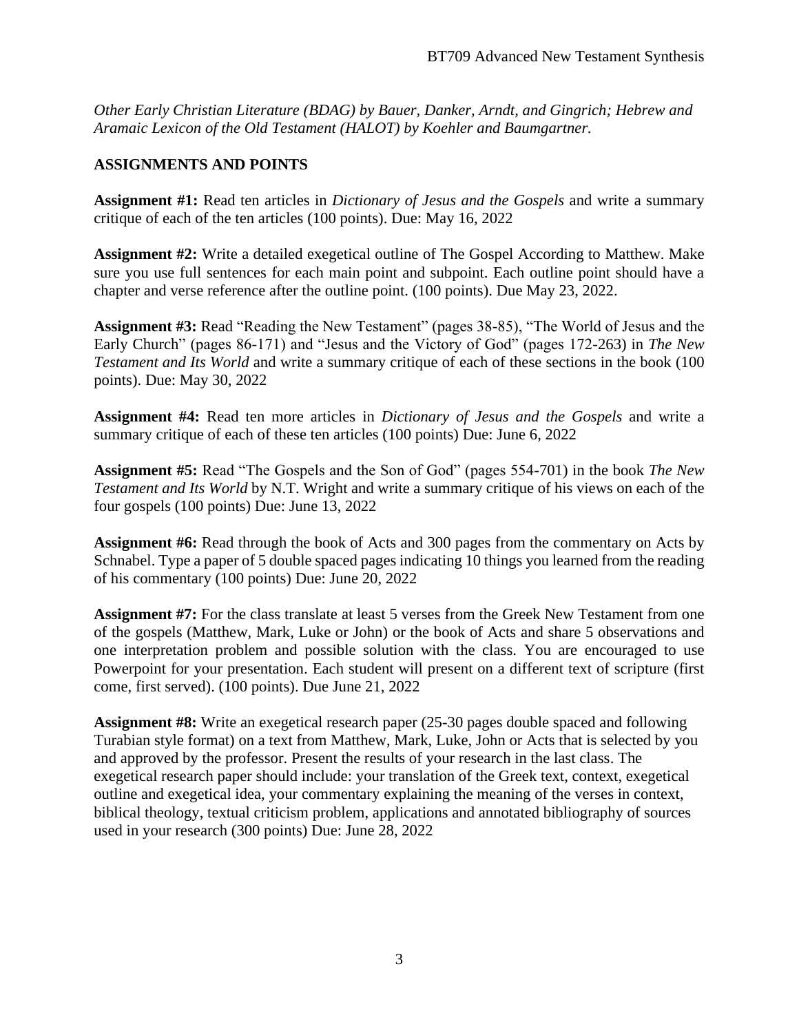*Other Early Christian Literature (BDAG) by Bauer, Danker, Arndt, and Gingrich; Hebrew and Aramaic Lexicon of the Old Testament (HALOT) by Koehler and Baumgartner.*

## ASSIGNMENTS AND POINTS

**Assignment #1:** Read ten articles in *Dictionary of Jesus and the Gospels* and write a summary critique of each of the ten articles (100 points). Due: May 16, 2022

**Assignment #2:** Write a detailed exegetical outline of The Gospel According to Matthew. Make sure you use full sentences for each main point and subpoint. Each outline point should have a chapter and verse reference after the outline point. (100 points). Due May 23, 2022.

**Assignment #3:** Read "Reading the New Testament" (pages 38-85), "The World of Jesus and the Early Church" (pages 86-171) and "Jesus and the Victory of God" (pages 172-263) in *The New Testament and Its World* and write a summary critique of each of these sections in the book (100 points). Due: May 30, 2022

**Assignment #4:** Read ten more articles in *Dictionary of Jesus and the Gospels* and write a summary critique of each of these ten articles (100 points) Due: June 6, 2022

**Assignment #5:** Read "The Gospels and the Son of God" (pages 554-701) in the book *The New Testament and Its World* by N.T. Wright and write a summary critique of his views on each of the four gospels (100 points) Due: June 13, 2022

**Assignment #6:** Read through the book of Acts and 300 pages from the commentary on Acts by Schnabel. Type a paper of 5 double spaced pages indicating 10 things you learned from the reading of his commentary (100 points) Due: June 20, 2022

**Assignment #7:** For the class translate at least 5 verses from the Greek New Testament from one of the gospels (Matthew, Mark, Luke or John) or the book of Acts and share 5 observations and one interpretation problem and possible solution with the class. You are encouraged to use Powerpoint for your presentation. Each student will present on a different text of scripture (first come, first served). (100 points). Due June 21, 2022

**Assignment #8:** Write an exegetical research paper (25-30 pages double spaced and following Turabian style format) on a text from Matthew, Mark, Luke, John or Acts that is selected by you and approved by the professor. Present the results of your research in the last class. The exegetical research paper should include: your translation of the Greek text, context, exegetical outline and exegetical idea, your commentary explaining the meaning of the verses in context, biblical theology, textual criticism problem, applications and annotated bibliography of sources used in your research (300 points) Due: June 28, 2022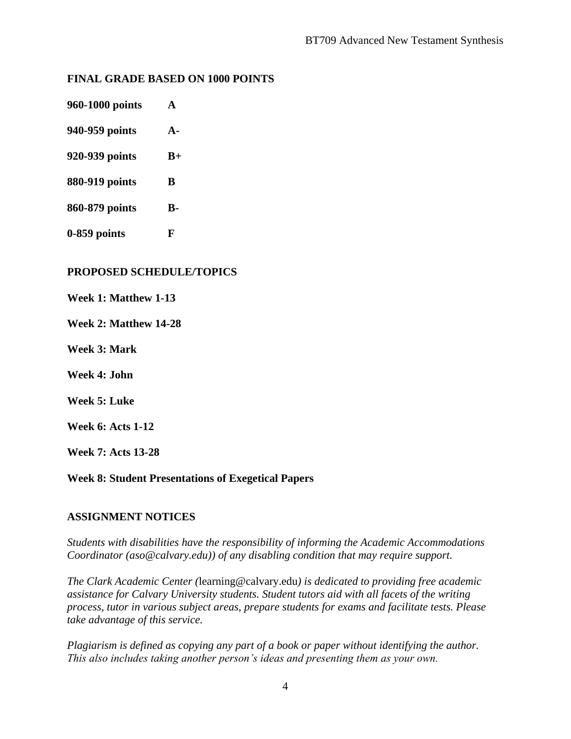## FINAL GRADE BASED ON 1000 POINTS

**960-1000 points** **A**

**940-959 points** **A-**

**920-939 points** **B+**

**880-919 points** **B**

**860-879 points** **B-**

**0-859 points** **F**

## PROPOSED SCHEDULE/TOPICS

**Week 1: Matthew 1-13**

**Week 2: Matthew 14-28**

**Week 3: Mark**

**Week 4: John**

**Week 5: Luke**

**Week 6: Acts 1-12**

**Week 7: Acts 13-28**

**Week 8: Student Presentations of Exegetical Papers**

## ASSIGNMENT NOTICES

*Students with disabilities have the responsibility of informing the Academic Accommodations Coordinator (aso@calvary.edu)) of any disabling condition that may require support.*

*The Clark Academic Center (*learning@calvary.edu*) is dedicated to providing free academic assistance for Calvary University students. Student tutors aid with all facets of the writing process, tutor in various subject areas, prepare students for exams and facilitate tests. Please take advantage of this service.*

*Plagiarism is defined as copying any part of a book or paper without identifying the author. This also includes taking another person's ideas and presenting them as your own.*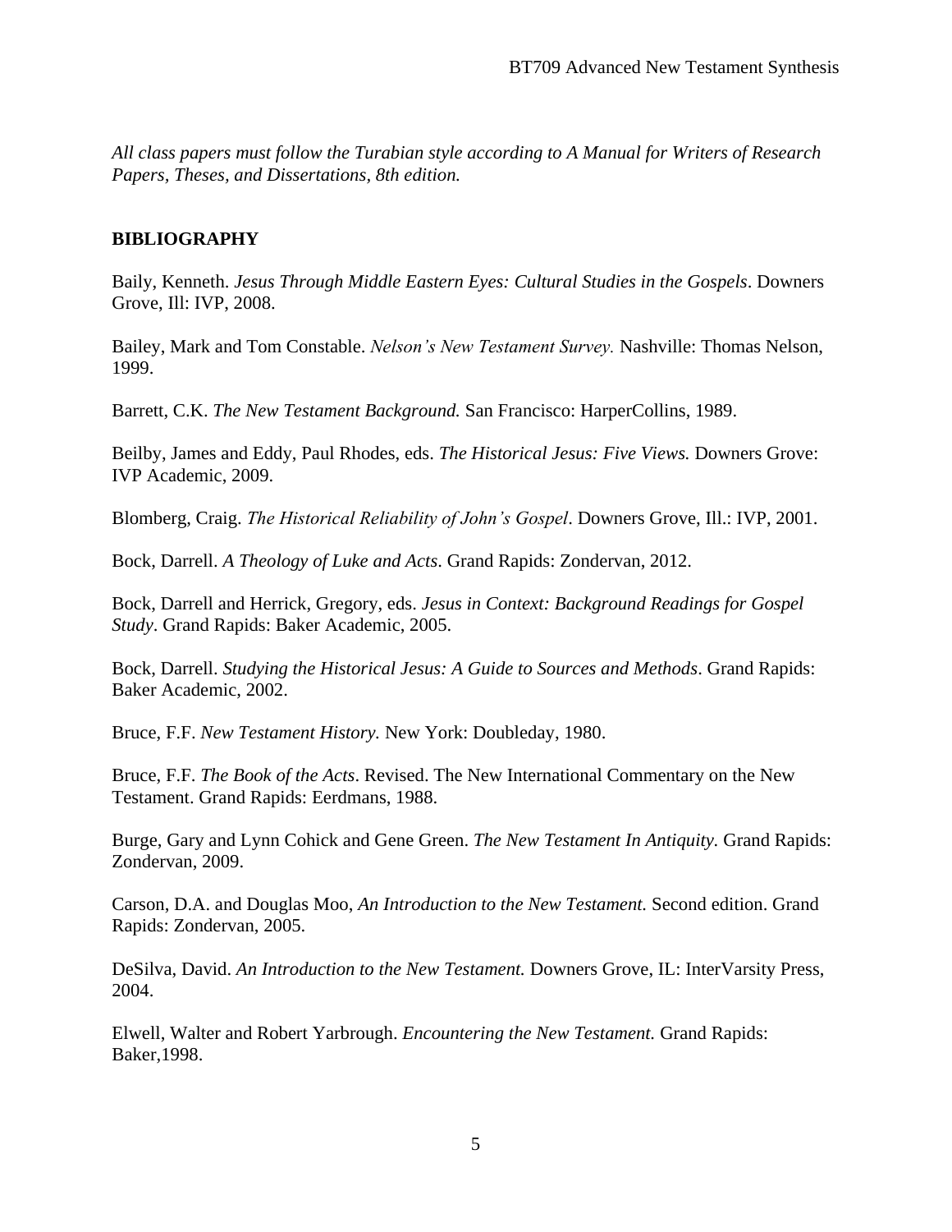*All class papers must follow the Turabian style according to A Manual for Writers of Research Papers, Theses, and Dissertations, 8th edition.*

## BIBLIOGRAPHY

Baily, Kenneth. *Jesus Through Middle Eastern Eyes: Cultural Studies in the Gospels*. Downers Grove, Ill: IVP, 2008.

Bailey, Mark and Tom Constable. *Nelson's New Testament Survey.* Nashville: Thomas Nelson, 1999.

Barrett, C.K. *The New Testament Background.* San Francisco: HarperCollins, 1989.

Beilby, James and Eddy, Paul Rhodes, eds. *The Historical Jesus: Five Views.* Downers Grove: IVP Academic, 2009.

Blomberg, Craig. *The Historical Reliability of John's Gospel*. Downers Grove, Ill.: IVP, 2001.

Bock, Darrell. *A Theology of Luke and Acts*. Grand Rapids: Zondervan, 2012.

Bock, Darrell and Herrick, Gregory, eds. *Jesus in Context: Background Readings for Gospel Study*. Grand Rapids: Baker Academic, 2005.

Bock, Darrell. *Studying the Historical Jesus: A Guide to Sources and Methods*. Grand Rapids: Baker Academic, 2002.

Bruce, F.F. *New Testament History.* New York: Doubleday, 1980.

Bruce, F.F. *The Book of the Acts*. Revised. The New International Commentary on the New Testament. Grand Rapids: Eerdmans, 1988.

Burge, Gary and Lynn Cohick and Gene Green. *The New Testament In Antiquity.* Grand Rapids: Zondervan, 2009.

Carson, D.A. and Douglas Moo, *An Introduction to the New Testament.* Second edition. Grand Rapids: Zondervan, 2005.

DeSilva, David. *An Introduction to the New Testament.* Downers Grove, IL: InterVarsity Press, 2004.

Elwell, Walter and Robert Yarbrough. *Encountering the New Testament.* Grand Rapids: Baker,1998.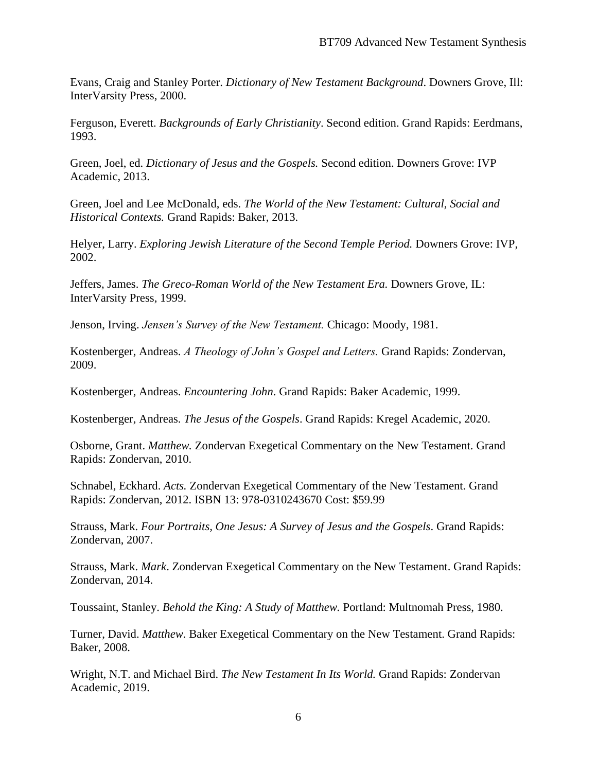Evans, Craig and Stanley Porter. *Dictionary of New Testament Background*. Downers Grove, Ill: InterVarsity Press, 2000.

Ferguson, Everett. *Backgrounds of Early Christianity*. Second edition. Grand Rapids: Eerdmans, 1993.

Green, Joel, ed. *Dictionary of Jesus and the Gospels.* Second edition. Downers Grove: IVP Academic, 2013.

Green, Joel and Lee McDonald, eds. *The World of the New Testament: Cultural, Social and Historical Contexts.* Grand Rapids: Baker, 2013.

Helyer, Larry. *Exploring Jewish Literature of the Second Temple Period.* Downers Grove: IVP, 2002.

Jeffers, James. *The Greco-Roman World of the New Testament Era.* Downers Grove, IL: InterVarsity Press, 1999.

Jenson, Irving. *Jensen's Survey of the New Testament.* Chicago: Moody, 1981.

Kostenberger, Andreas. *A Theology of John's Gospel and Letters.* Grand Rapids: Zondervan, 2009.

Kostenberger, Andreas. *Encountering John*. Grand Rapids: Baker Academic, 1999.

Kostenberger, Andreas. *The Jesus of the Gospels*. Grand Rapids: Kregel Academic, 2020.

Osborne, Grant. *Matthew.* Zondervan Exegetical Commentary on the New Testament. Grand Rapids: Zondervan, 2010.

Schnabel, Eckhard. *Acts.* Zondervan Exegetical Commentary of the New Testament. Grand Rapids: Zondervan, 2012. ISBN 13: 978-0310243670 Cost: $59.99

Strauss, Mark. *Four Portraits, One Jesus: A Survey of Jesus and the Gospels*. Grand Rapids: Zondervan, 2007.

Strauss, Mark. *Mark*. Zondervan Exegetical Commentary on the New Testament. Grand Rapids: Zondervan, 2014.

Toussaint, Stanley. *Behold the King: A Study of Matthew.* Portland: Multnomah Press, 1980.

Turner, David. *Matthew.* Baker Exegetical Commentary on the New Testament. Grand Rapids: Baker, 2008.

Wright, N.T. and Michael Bird. *The New Testament In Its World.* Grand Rapids: Zondervan Academic, 2019.